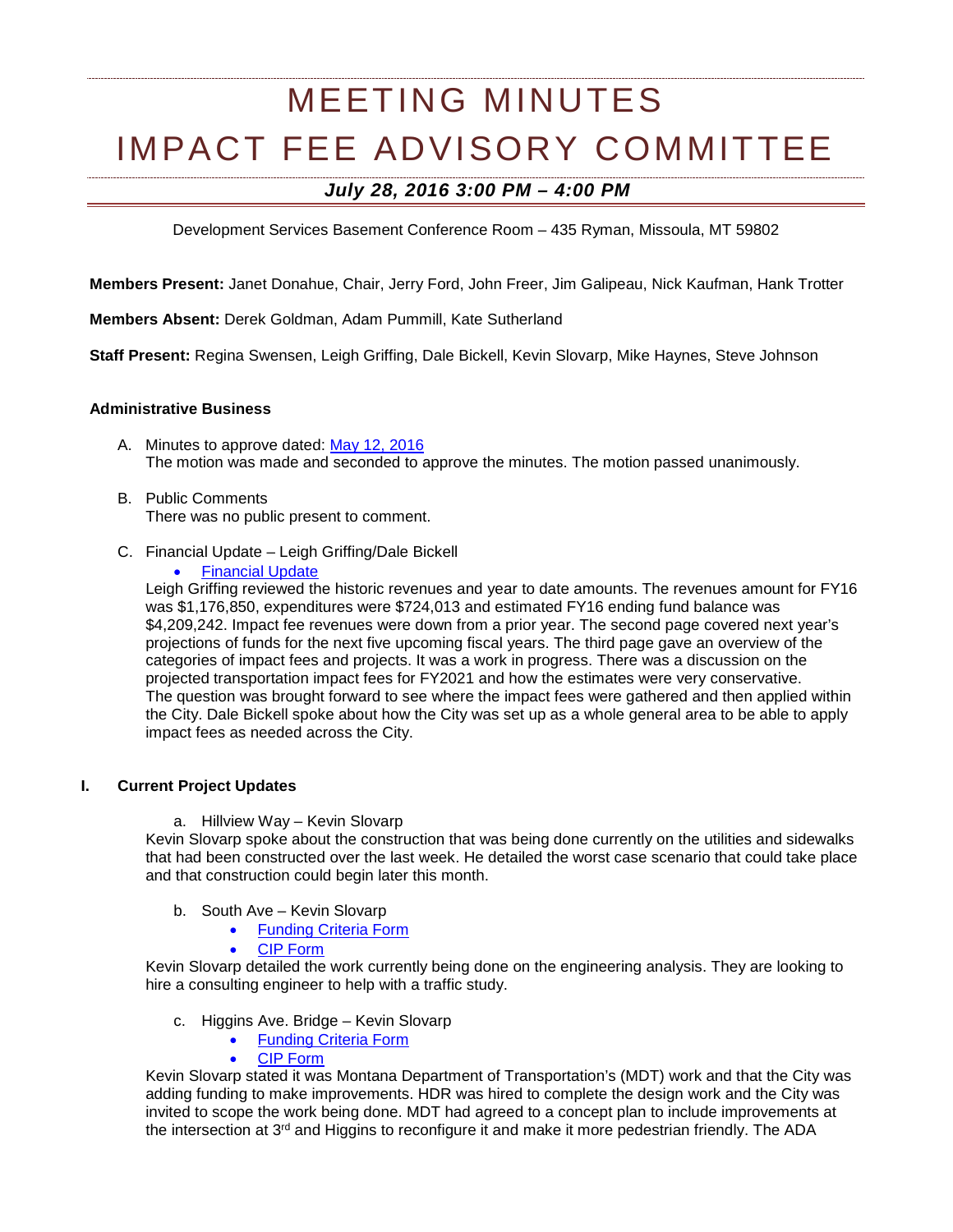# MEETING MINUTES
# IMPACT FEE ADVISORY COMMITTEE

***July 28, 2016 3:00 PM – 4:00 PM***

Development Services Basement Conference Room – 435 Ryman, Missoula, MT 59802

**Members Present:** Janet Donahue, Chair, Jerry Ford, John Freer, Jim Galipeau, Nick Kaufman, Hank Trotter

**Members Absent:** Derek Goldman, Adam Pummill, Kate Sutherland

**Staff Present:** Regina Swensen, Leigh Griffing, Dale Bickell, Kevin Slovarp, Mike Haynes, Steve Johnson

**Administrative Business**

A. Minutes to approve dated: May 12, 2016
The motion was made and seconded to approve the minutes. The motion passed unanimously.

B. Public Comments
There was no public present to comment.

C. Financial Update – Leigh Griffing/Dale Bickell
- Financial Update

Leigh Griffing reviewed the historic revenues and year to date amounts. The revenues amount for FY16 was $1,176,850, expenditures were $724,013 and estimated FY16 ending fund balance was $4,209,242. Impact fee revenues were down from a prior year. The second page covered next year's projections of funds for the next five upcoming fiscal years. The third page gave an overview of the categories of impact fees and projects. It was a work in progress. There was a discussion on the projected transportation impact fees for FY2021 and how the estimates were very conservative.
The question was brought forward to see where the impact fees were gathered and then applied within the City. Dale Bickell spoke about how the City was set up as a whole general area to be able to apply impact fees as needed across the City.

**I. Current Project Updates**

a. Hillview Way – Kevin Slovarp

Kevin Slovarp spoke about the construction that was being done currently on the utilities and sidewalks that had been constructed over the last week. He detailed the worst case scenario that could take place and that construction could begin later this month.

b. South Ave – Kevin Slovarp
- Funding Criteria Form
- CIP Form

Kevin Slovarp detailed the work currently being done on the engineering analysis. They are looking to hire a consulting engineer to help with a traffic study.

c. Higgins Ave. Bridge – Kevin Slovarp
- Funding Criteria Form
- CIP Form

Kevin Slovarp stated it was Montana Department of Transportation's (MDT) work and that the City was adding funding to make improvements. HDR was hired to complete the design work and the City was invited to scope the work being done. MDT had agreed to a concept plan to include improvements at the intersection at 3rd and Higgins to reconfigure it and make it more pedestrian friendly. The ADA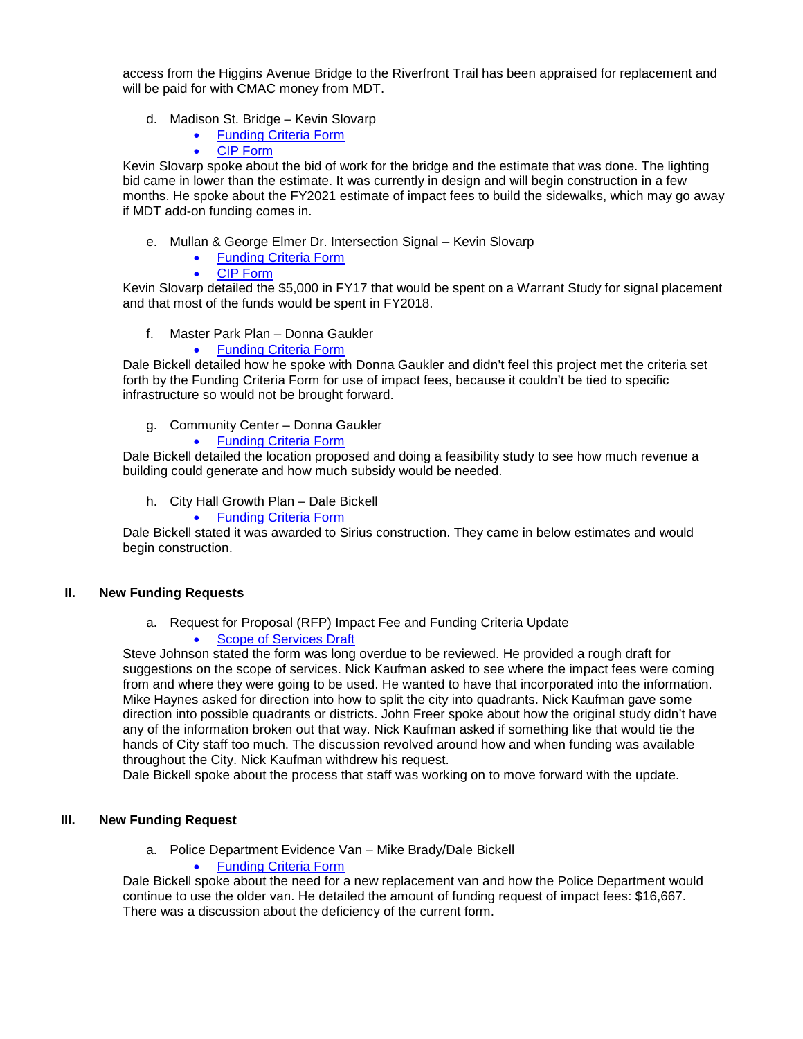access from the Higgins Avenue Bridge to the Riverfront Trail has been appraised for replacement and will be paid for with CMAC money from MDT.

d. Madison St. Bridge – Kevin Slovarp
- Funding Criteria Form
- CIP Form

Kevin Slovarp spoke about the bid of work for the bridge and the estimate that was done. The lighting bid came in lower than the estimate. It was currently in design and will begin construction in a few months. He spoke about the FY2021 estimate of impact fees to build the sidewalks, which may go away if MDT add-on funding comes in.

e. Mullan & George Elmer Dr. Intersection Signal – Kevin Slovarp
- Funding Criteria Form
- CIP Form

Kevin Slovarp detailed the $5,000 in FY17 that would be spent on a Warrant Study for signal placement and that most of the funds would be spent in FY2018.

f. Master Park Plan – Donna Gaukler
- Funding Criteria Form

Dale Bickell detailed how he spoke with Donna Gaukler and didn't feel this project met the criteria set forth by the Funding Criteria Form for use of impact fees, because it couldn't be tied to specific infrastructure so would not be brought forward.

g. Community Center – Donna Gaukler
- Funding Criteria Form

Dale Bickell detailed the location proposed and doing a feasibility study to see how much revenue a building could generate and how much subsidy would be needed.

h. City Hall Growth Plan – Dale Bickell
- Funding Criteria Form

Dale Bickell stated it was awarded to Sirius construction. They came in below estimates and would begin construction.

## II. New Funding Requests

a. Request for Proposal (RFP) Impact Fee and Funding Criteria Update
- Scope of Services Draft

Steve Johnson stated the form was long overdue to be reviewed. He provided a rough draft for suggestions on the scope of services. Nick Kaufman asked to see where the impact fees were coming from and where they were going to be used. He wanted to have that incorporated into the information. Mike Haynes asked for direction into how to split the city into quadrants. Nick Kaufman gave some direction into possible quadrants or districts. John Freer spoke about how the original study didn't have any of the information broken out that way. Nick Kaufman asked if something like that would tie the hands of City staff too much. The discussion revolved around how and when funding was available throughout the City. Nick Kaufman withdrew his request.
Dale Bickell spoke about the process that staff was working on to move forward with the update.

## III. New Funding Request

a. Police Department Evidence Van – Mike Brady/Dale Bickell
- Funding Criteria Form

Dale Bickell spoke about the need for a new replacement van and how the Police Department would continue to use the older van. He detailed the amount of funding request of impact fees: $16,667. There was a discussion about the deficiency of the current form.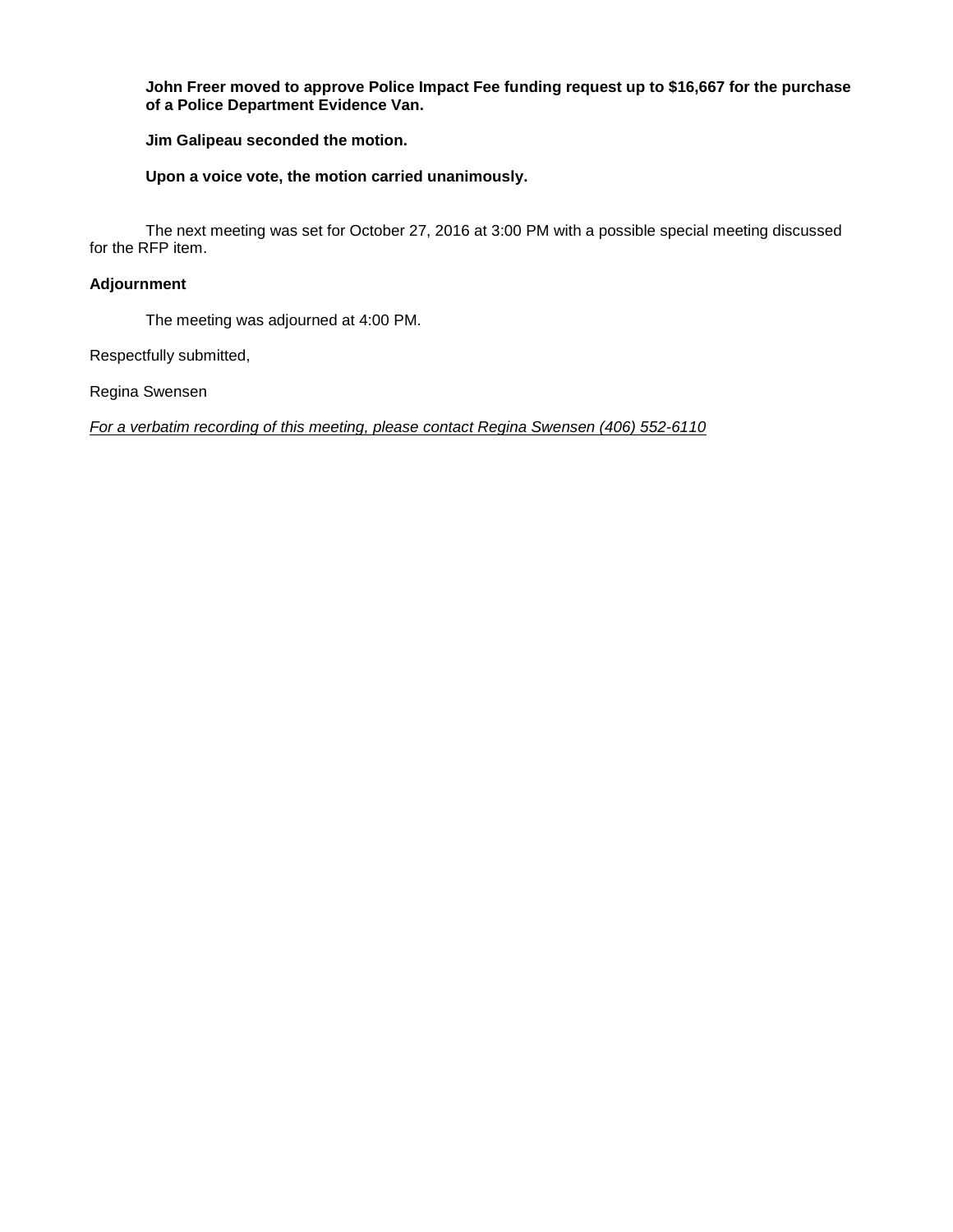**John Freer moved to approve Police Impact Fee funding request up to $16,667 for the purchase of a Police Department Evidence Van.**

**Jim Galipeau seconded the motion.**

**Upon a voice vote, the motion carried unanimously.**

The next meeting was set for October 27, 2016 at 3:00 PM with a possible special meeting discussed for the RFP item.

**Adjournment**

The meeting was adjourned at 4:00 PM.

Respectfully submitted,

Regina Swensen

*For a verbatim recording of this meeting, please contact Regina Swensen (406) 552-6110*